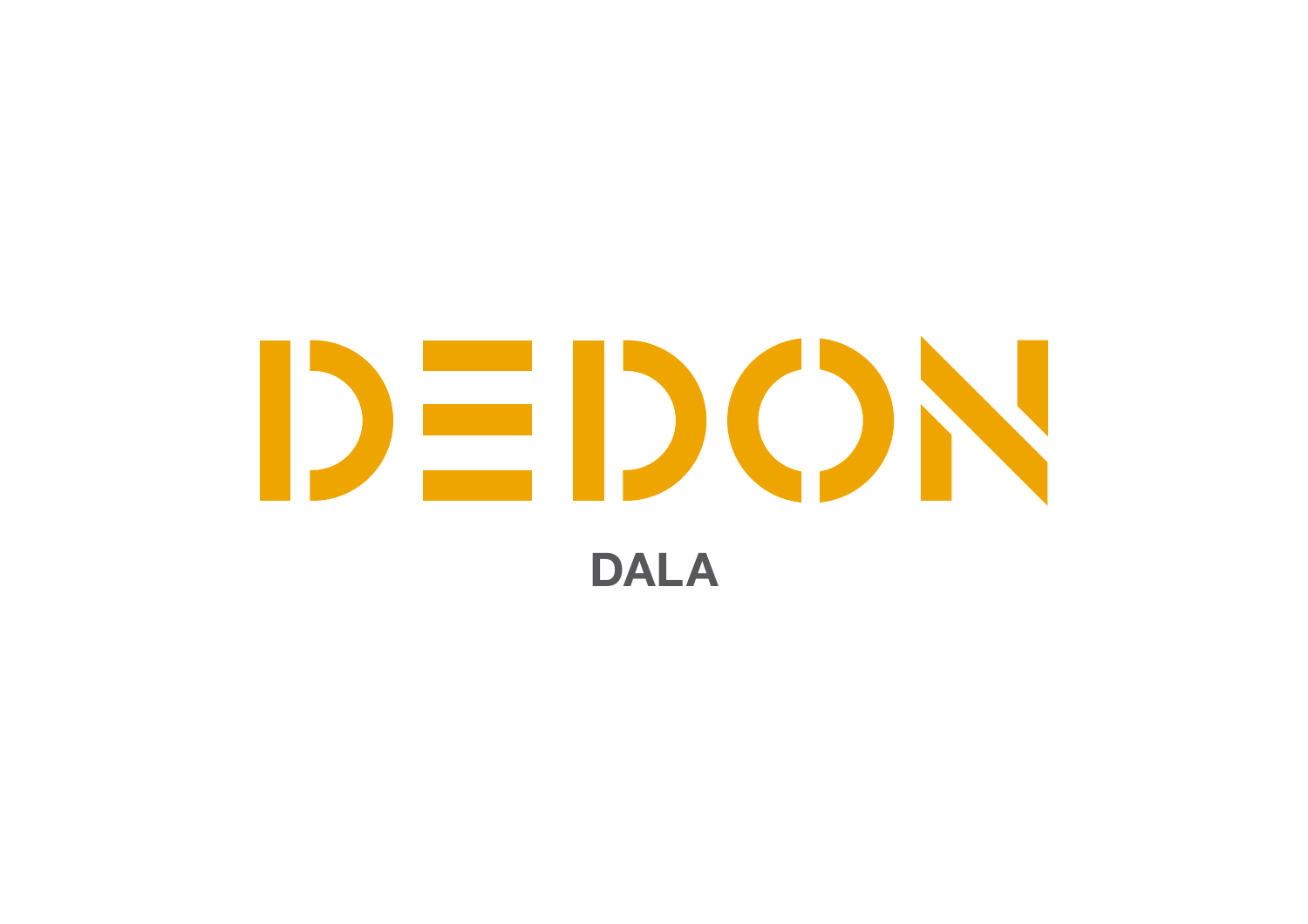# DEDON

## DALA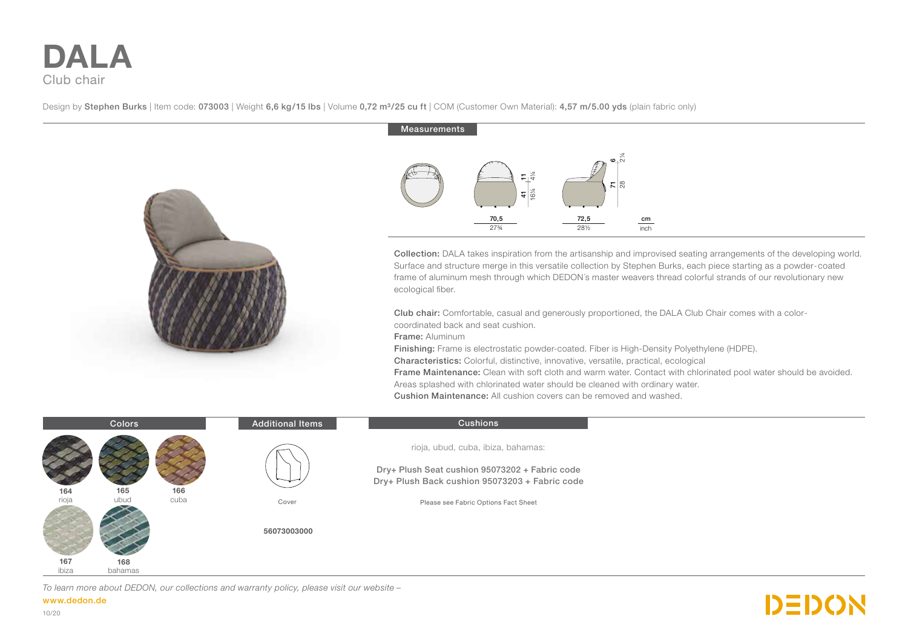# DALA

Club chair

Design by **Stephen Burks** | Item code: **073003** | Weight **6,6 kg/15 lbs** | Volume **0,72 m³/25 cu ft** | COM (Customer Own Material): **4,57 m/5.00 yds** (plain fabric only)

## Measurements

| | cm | inch |
|---|---|---|
| Width | 70,5 | 27¾ |
| Depth | 72,5 | 28½ |
| Seat height | 41 | 16¼ |
| Seat cushion | 11 | 4¼ |
| Height | 71 | 28 |
| Back cushion | 6 | 2¼ |

**Collection:** DALA takes inspiration from the artisanship and improvised seating arrangements of the developing world. Surface and structure merge in this versatile collection by Stephen Burks, each piece starting as a powder-coated frame of aluminum mesh through which DEDON's master weavers thread colorful strands of our revolutionary new ecological fiber.

**Club chair:** Comfortable, casual and generously proportioned, the DALA Club Chair comes with a color-coordinated back and seat cushion.

**Frame:** Aluminum

**Finishing:** Frame is electrostatic powder-coated. Fiber is High-Density Polyethylene (HDPE).

**Characteristics:** Colorful, distinctive, innovative, versatile, practical, ecological

**Frame Maintenance:** Clean with soft cloth and warm water. Contact with chlorinated pool water should be avoided. Areas splashed with chlorinated water should be cleaned with ordinary water.

**Cushion Maintenance:** All cushion covers can be removed and washed.

## Colors

- **164** rioja
- **165** ubud
- **166** cuba
- **167** ibiza
- **168** bahamas

## Additional Items

Cover

**56073003000**

## Cushions

rioja, ubud, cuba, ibiza, bahamas:

Dry+ Plush Seat cushion 95073202 + Fabric code
Dry+ Plush Back cushion 95073203 + Fabric code

Please see Fabric Options Fact Sheet

*To learn more about DEDON, our collections and warranty policy, please visit our website –*
**www.dedon.de**

10/20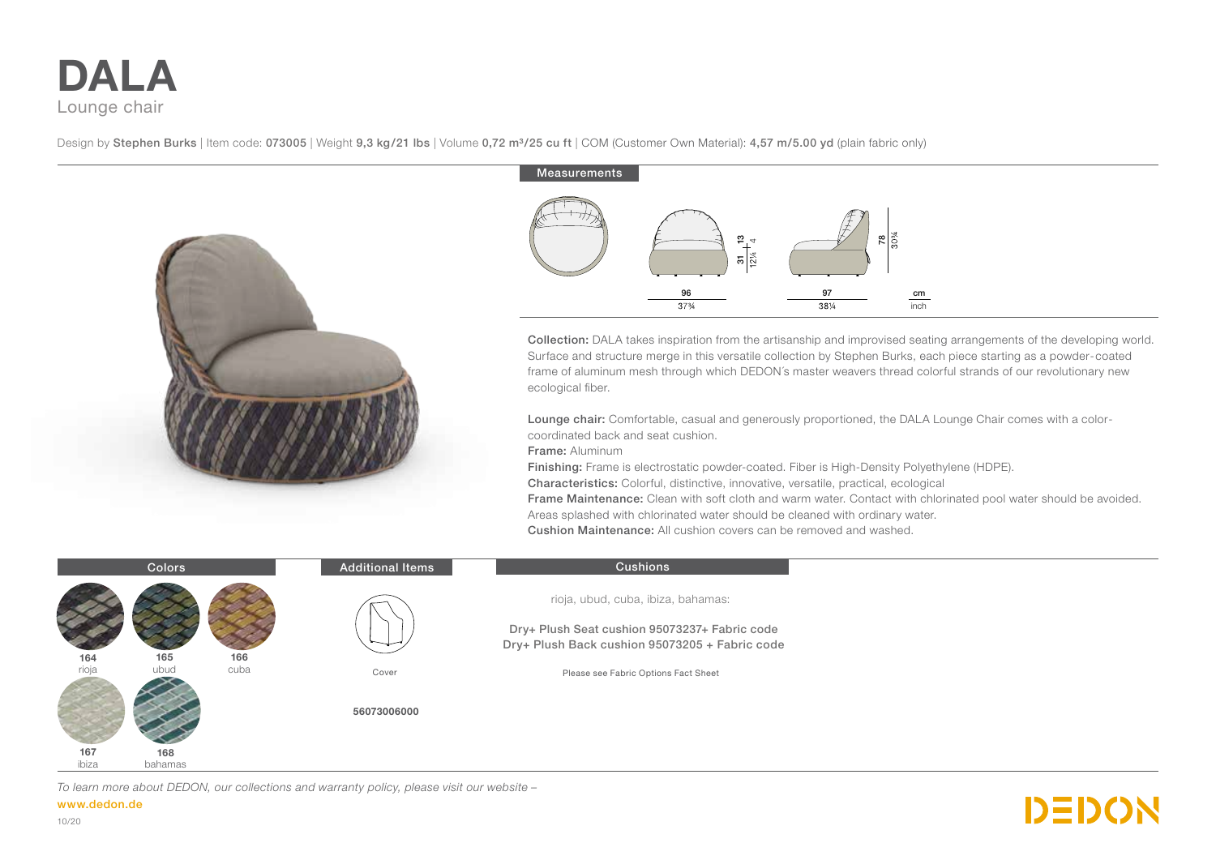# DALA

Lounge chair

Design by **Stephen Burks** | Item code: **073005** | Weight **9,3 kg/21 lbs** | Volume **0,72 m³/25 cu ft** | COM (Customer Own Material): **4,57 m/5.00 yd** (plain fabric only)

## Measurements

| | cm | inch |
|---|---|---|
| Width | 96 | 37¾ |
| Depth | 97 | 38¼ |
| Seat height | 31 | 12¼ |
| Cushion | 13 | 4 |
| Height | 78 | 30¾ |

**Collection:** DALA takes inspiration from the artisanship and improvised seating arrangements of the developing world. Surface and structure merge in this versatile collection by Stephen Burks, each piece starting as a powder-coated frame of aluminum mesh through which DEDON's master weavers thread colorful strands of our revolutionary new ecological fiber.

**Lounge chair:** Comfortable, casual and generously proportioned, the DALA Lounge Chair comes with a color-coordinated back and seat cushion.

**Frame:** Aluminum

**Finishing:** Frame is electrostatic powder-coated. Fiber is High-Density Polyethylene (HDPE).

**Characteristics:** Colorful, distinctive, innovative, versatile, practical, ecological

**Frame Maintenance:** Clean with soft cloth and warm water. Contact with chlorinated pool water should be avoided. Areas splashed with chlorinated water should be cleaned with ordinary water.

**Cushion Maintenance:** All cushion covers can be removed and washed.

## Colors

- **164** rioja
- **165** ubud
- **166** cuba
- **167** ibiza
- **168** bahamas

## Additional Items

Cover

**56073006000**

## Cushions

rioja, ubud, cuba, ibiza, bahamas:

Dry+ Plush Seat cushion 95073237+ Fabric code
Dry+ Plush Back cushion 95073205 + Fabric code

Please see Fabric Options Fact Sheet

*To learn more about DEDON, our collections and warranty policy, please visit our website –*
**www.dedon.de**

10/20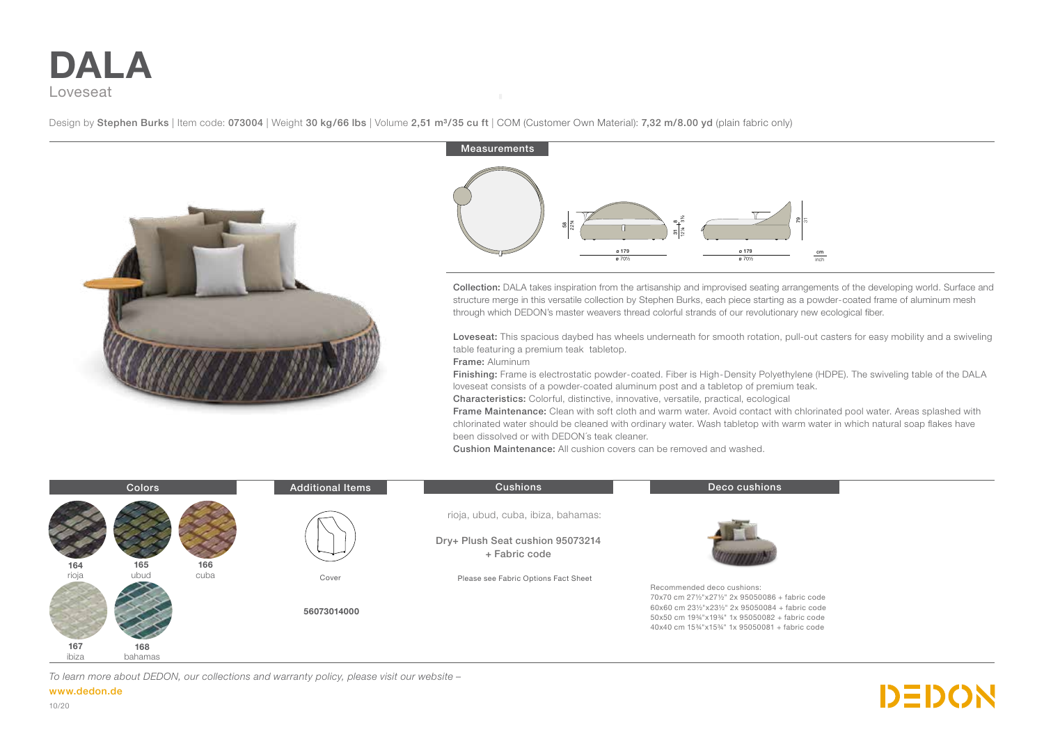# DALA

Loveseat

Design by **Stephen Burks** | Item code: **073004** | Weight **30 kg/66 lbs** | Volume **2,51 m³/35 cu ft** | COM (Customer Own Material): **7,32 m/8.00 yd** (plain fabric only)

## Measurements

58 / 22¾ — 31 / 12¼ — 8 / 3¼ — 79 / 31

ø 179 / ø 70½ — ø 179 / ø 70½ — cm / inch

**Collection:** DALA takes inspiration from the artisanship and improvised seating arrangements of the developing world. Surface and structure merge in this versatile collection by Stephen Burks, each piece starting as a powder-coated frame of aluminum mesh through which DEDON's master weavers thread colorful strands of our revolutionary new ecological fiber.

**Loveseat:** This spacious daybed has wheels underneath for smooth rotation, pull-out casters for easy mobility and a swiveling table featuring a premium teak tabletop.

**Frame:** Aluminum

**Finishing:** Frame is electrostatic powder-coated. Fiber is High-Density Polyethylene (HDPE). The swiveling table of the DALA loveseat consists of a powder-coated aluminum post and a tabletop of premium teak.

**Characteristics:** Colorful, distinctive, innovative, versatile, practical, ecological

**Frame Maintenance:** Clean with soft cloth and warm water. Avoid contact with chlorinated pool water. Areas splashed with chlorinated water should be cleaned with ordinary water. Wash tabletop with warm water in which natural soap flakes have been dissolved or with DEDON´s teak cleaner.

**Cushion Maintenance:** All cushion covers can be removed and washed.

## Colors

- **164** rioja
- **165** ubud
- **166** cuba
- **167** ibiza
- **168** bahamas

## Additional Items

Cover

**56073014000**

## Cushions

rioja, ubud, cuba, ibiza, bahamas:

Dry+ Plush Seat cushion 95073214 + Fabric code

Please see Fabric Options Fact Sheet

## Deco cushions

Recommended deco cushions:
70x70 cm 27½"x27½" 2x 95050086 + fabric code
60x60 cm 23½"x23½" 2x 95050084 + fabric code
50x50 cm 19¾"x19¾" 1x 95050082 + fabric code
40x40 cm 15¾"x15¾" 1x 95050081 + fabric code

*To learn more about DEDON, our collections and warranty policy, please visit our website –*
**www.dedon.de**

10/20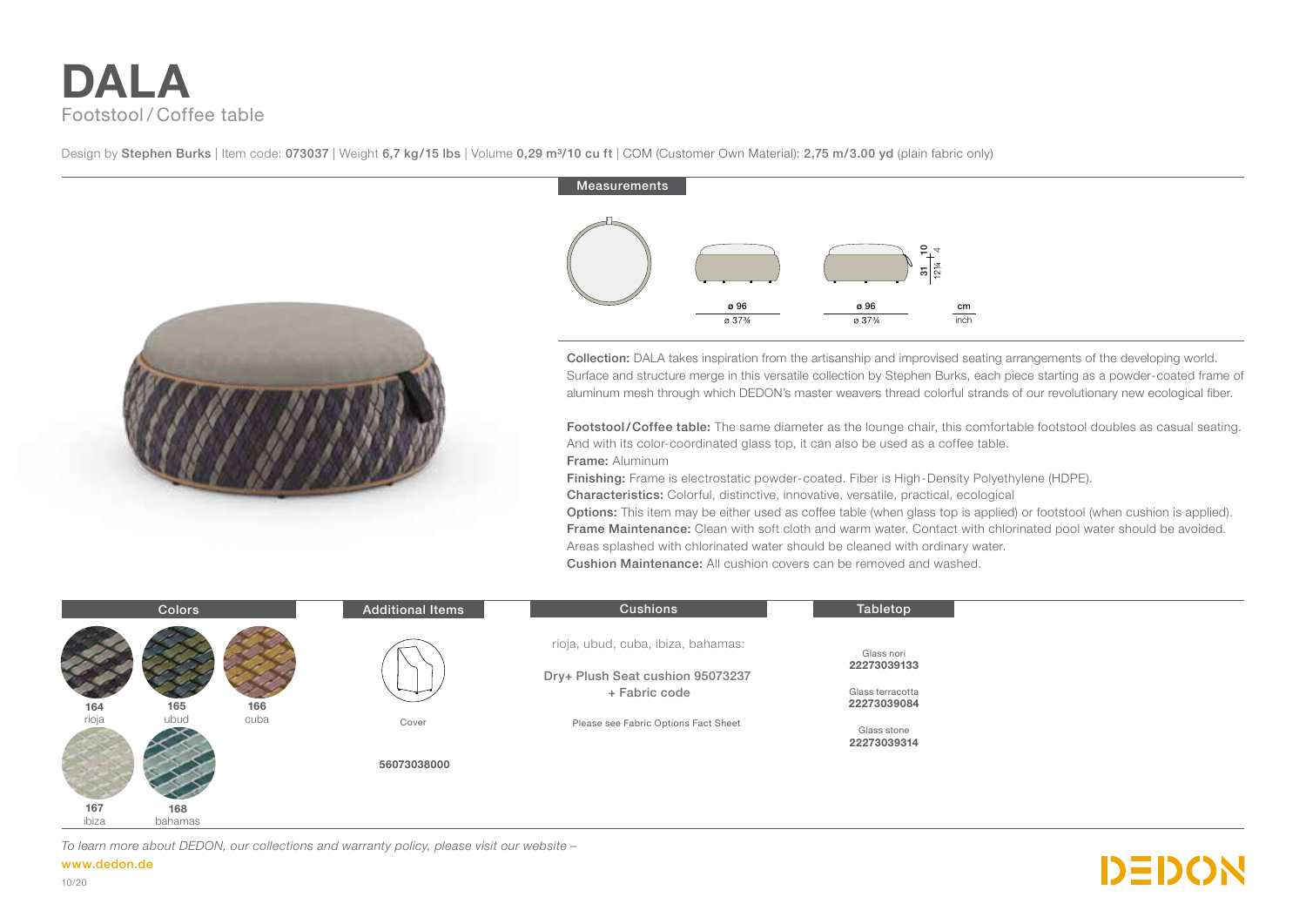# DALA

Footstool / Coffee table

Design by **Stephen Burks** | Item code: **073037** | Weight **6,7 kg/15 lbs** | Volume **0,29 m³/10 cu ft** | COM (Customer Own Material): **2,75 m/3.00 yd** (plain fabric only)

## Measurements

| | | | |
|---|---|---|---|
| ø 96 | ø 96 | 31 / 10 | cm |
| ø 37¾ | ø 37¾ | 12¼ / 4 | inch |

**Collection:** DALA takes inspiration from the artisanship and improvised seating arrangements of the developing world. Surface and structure merge in this versatile collection by Stephen Burks, each piece starting as a powder-coated frame of aluminum mesh through which DEDON's master weavers thread colorful strands of our revolutionary new ecological fiber.

**Footstool/Coffee table:** The same diameter as the lounge chair, this comfortable footstool doubles as casual seating. And with its color-coordinated glass top, it can also be used as a coffee table.

**Frame:** Aluminum

**Finishing:** Frame is electrostatic powder-coated. Fiber is High-Density Polyethylene (HDPE).

**Characteristics:** Colorful, distinctive, innovative, versatile, practical, ecological

**Options:** This item may be either used as coffee table (when glass top is applied) or footstool (when cushion is applied).

**Frame Maintenance:** Clean with soft cloth and warm water. Contact with chlorinated pool water should be avoided. Areas splashed with chlorinated water should be cleaned with ordinary water.

**Cushion Maintenance:** All cushion covers can be removed and washed.

## Colors

- **164** rioja
- **165** ubud
- **166** cuba
- **167** ibiza
- **168** bahamas

## Additional Items

Cover

**56073038000**

## Cushions

rioja, ubud, cuba, ibiza, bahamas:

Dry+ Plush Seat cushion 95073237
+ Fabric code

Please see Fabric Options Fact Sheet

## Tabletop

Glass nori
**22273039133**

Glass terracotta
**22273039084**

Glass stone
**22273039314**

*To learn more about DEDON, our collections and warranty policy, please visit our website –*
**www.dedon.de**

10/20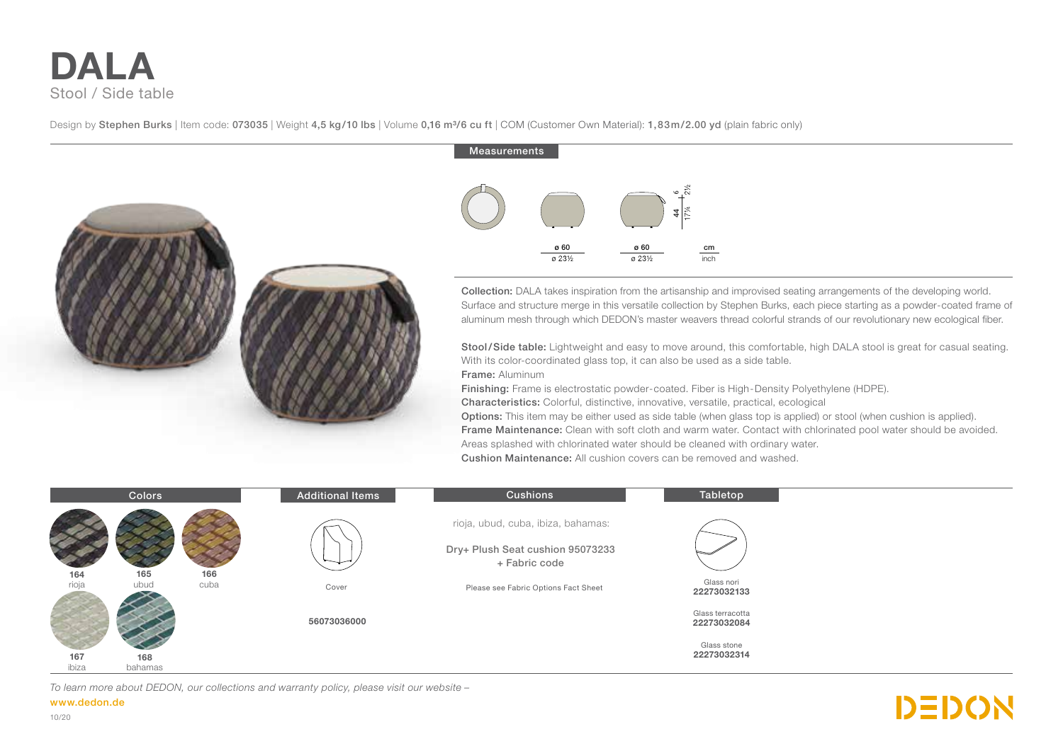# DALA

Stool / Side table

Design by **Stephen Burks** | Item code: **073035** | Weight **4,5 kg/10 lbs** | Volume **0,16 m³/6 cu ft** | COM (Customer Own Material): **1,83m/2.00 yd** (plain fabric only)

## Measurements

ø 60
ø 23½

ø 60
ø 23½

44
17¼

6
2½

cm
inch

**Collection:** DALA takes inspiration from the artisanship and improvised seating arrangements of the developing world. Surface and structure merge in this versatile collection by Stephen Burks, each piece starting as a powder-coated frame of aluminum mesh through which DEDON's master weavers thread colorful strands of our revolutionary new ecological fiber.

**Stool/Side table:** Lightweight and easy to move around, this comfortable, high DALA stool is great for casual seating. With its color-coordinated glass top, it can also be used as a side table.

**Frame:** Aluminum

**Finishing:** Frame is electrostatic powder-coated. Fiber is High-Density Polyethylene (HDPE).

**Characteristics:** Colorful, distinctive, innovative, versatile, practical, ecological

**Options:** This item may be either used as side table (when glass top is applied) or stool (when cushion is applied).

**Frame Maintenance:** Clean with soft cloth and warm water. Contact with chlorinated pool water should be avoided. Areas splashed with chlorinated water should be cleaned with ordinary water.

**Cushion Maintenance:** All cushion covers can be removed and washed.

## Colors

**164** rioja
**165** ubud
**166** cuba
**167** ibiza
**168** bahamas

## Additional Items

Cover
**56073036000**

## Cushions

rioja, ubud, cuba, ibiza, bahamas:

Dry+ Plush Seat cushion 95073233
+ Fabric code

Please see Fabric Options Fact Sheet

## Tabletop

Glass nori
**22273032133**

Glass terracotta
**22273032084**

Glass stone
**22273032314**

*To learn more about DEDON, our collections and warranty policy, please visit our website –*
**www.dedon.de**

10/20

DEDON